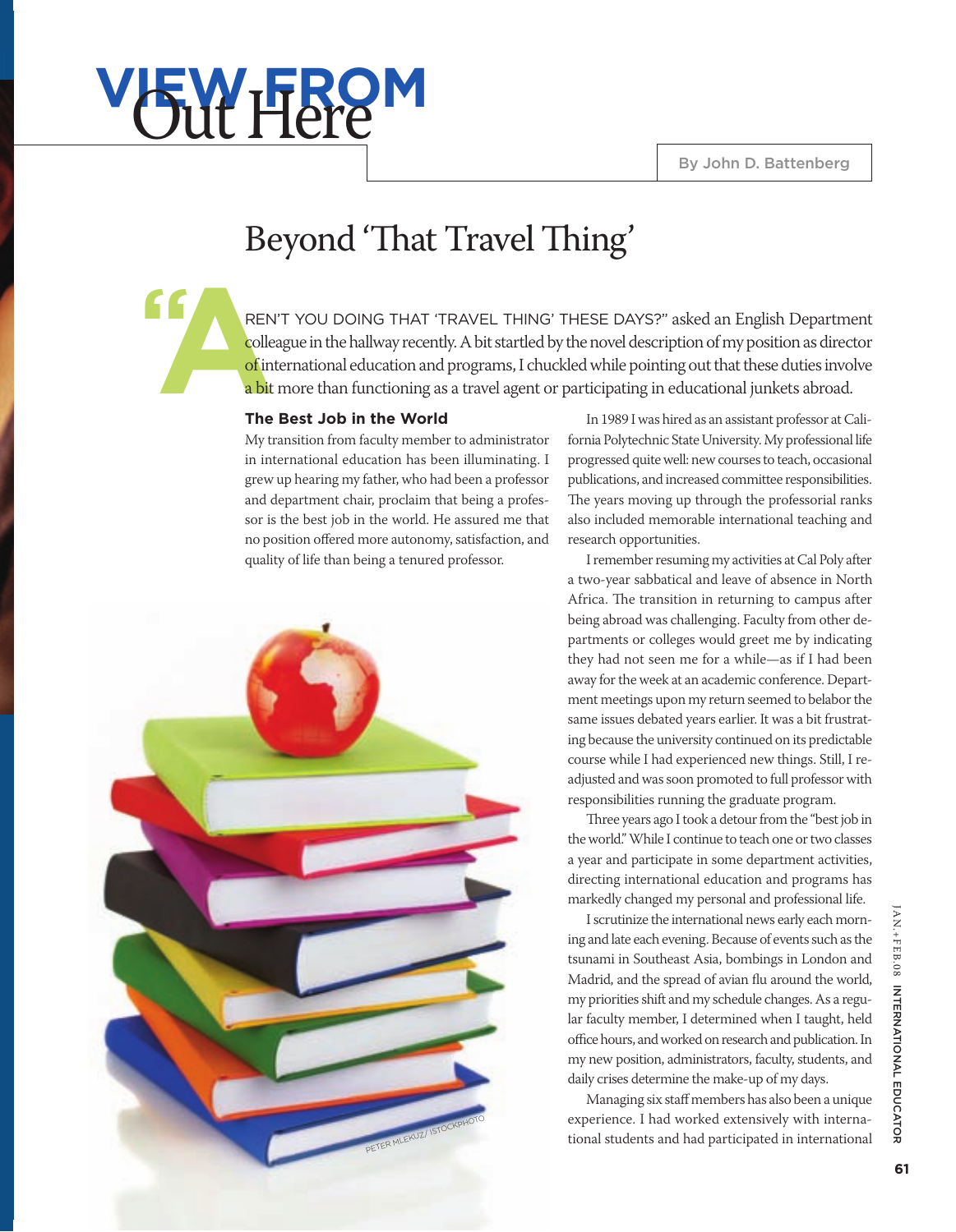# VIEW FROM Out Here

By John D. Battenberg

## Beyond 'That Travel Thing'

"AREN'T YOU DOING THAT 'TRAVEL THING' THESE DAYS?" asked an English Department colleague in the hallway recently. A bit startled by the novel description of my position as director of international education and programs, I chuckled while pointing out that these duties involve a bit more than functioning as a travel agent or participating in educational junkets abroad.

### The Best Job in the World

My transition from faculty member to administrator in international education has been illuminating. I grew up hearing my father, who had been a professor and department chair, proclaim that being a professor is the best job in the world. He assured me that no position offered more autonomy, satisfaction, and quality of life than being a tenured professor.

In 1989 I was hired as an assistant professor at California Polytechnic State University. My professional life progressed quite well: new courses to teach, occasional publications, and increased committee responsibilities. The years moving up through the professorial ranks also included memorable international teaching and research opportunities.

I remember resuming my activities at Cal Poly after a two-year sabbatical and leave of absence in North Africa. The transition in returning to campus after being abroad was challenging. Faculty from other departments or colleges would greet me by indicating they had not seen me for a while—as if I had been away for the week at an academic conference. Department meetings upon my return seemed to belabor the same issues debated years earlier. It was a bit frustrating because the university continued on its predictable course while I had experienced new things. Still, I readjusted and was soon promoted to full professor with responsibilities running the graduate program.

Three years ago I took a detour from the "best job in the world." While I continue to teach one or two classes a year and participate in some department activities, directing international education and programs has markedly changed my personal and professional life.

I scrutinize the international news early each morning and late each evening. Because of events such as the tsunami in Southeast Asia, bombings in London and Madrid, and the spread of avian flu around the world, my priorities shift and my schedule changes. As a regular faculty member, I determined when I taught, held office hours, and worked on research and publication. In my new position, administrators, faculty, students, and daily crises determine the make-up of my days.

Managing six staff members has also been a unique experience. I had worked extensively with international students and had participated in international

PETER MLEKUZ/ ISTOCKPHOTO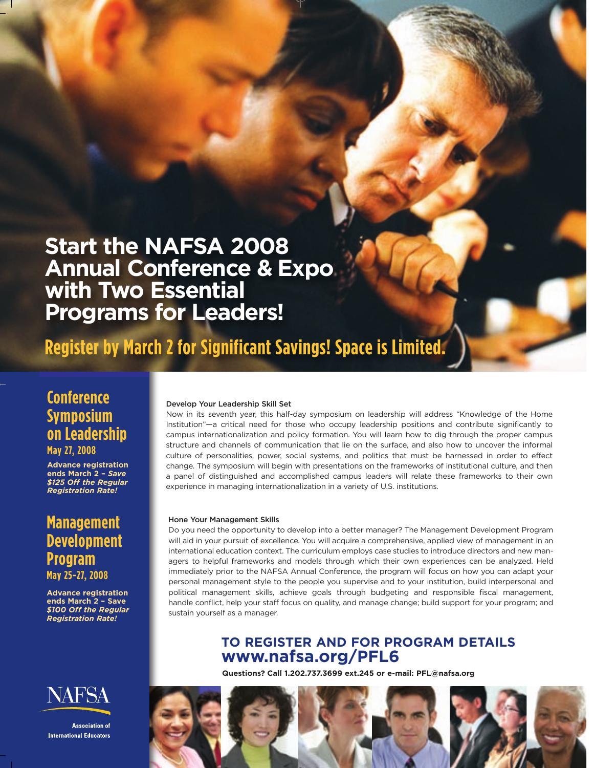# Start the NAFSA 2008 Annual Conference & Expo with Two Essential Programs for Leaders!

## Register by March 2 for Significant Savings! Space is Limited.

## Conference Symposium on Leadership

### May 27, 2008

**Advance registration ends March 2 – *Save $125 Off the Regular Registration Rate!***

## Management Development Program

### May 25-27, 2008

**Advance registration ends March 2 – Save *$100 Off the Regular Registration Rate!***

### Develop Your Leadership Skill Set

Now in its seventh year, this half-day symposium on leadership will address "Knowledge of the Home Institution"—a critical need for those who occupy leadership positions and contribute significantly to campus internationalization and policy formation. You will learn how to dig through the proper campus structure and channels of communication that lie on the surface, and also how to uncover the informal culture of personalities, power, social systems, and politics that must be harnessed in order to effect change. The symposium will begin with presentations on the frameworks of institutional culture, and then a panel of distinguished and accomplished campus leaders will relate these frameworks to their own experience in managing internationalization in a variety of U.S. institutions.

### Hone Your Management Skills

Do you need the opportunity to develop into a better manager? The Management Development Program will aid in your pursuit of excellence. You will acquire a comprehensive, applied view of management in an international education context. The curriculum employs case studies to introduce directors and new managers to helpful frameworks and models through which their own experiences can be analyzed. Held immediately prior to the NAFSA Annual Conference, the program will focus on how you can adapt your personal management style to the people you supervise and to your institution, build interpersonal and political management skills, achieve goals through budgeting and responsible fiscal management, handle conflict, help your staff focus on quality, and manage change; build support for your program; and sustain yourself as a manager.

## TO REGISTER AND FOR PROGRAM DETAILS
## www.nafsa.org/PFL6

**Questions? Call 1.202.737.3699 ext.245 or e-mail: PFL@nafsa.org**

NAFSA

Association of International Educators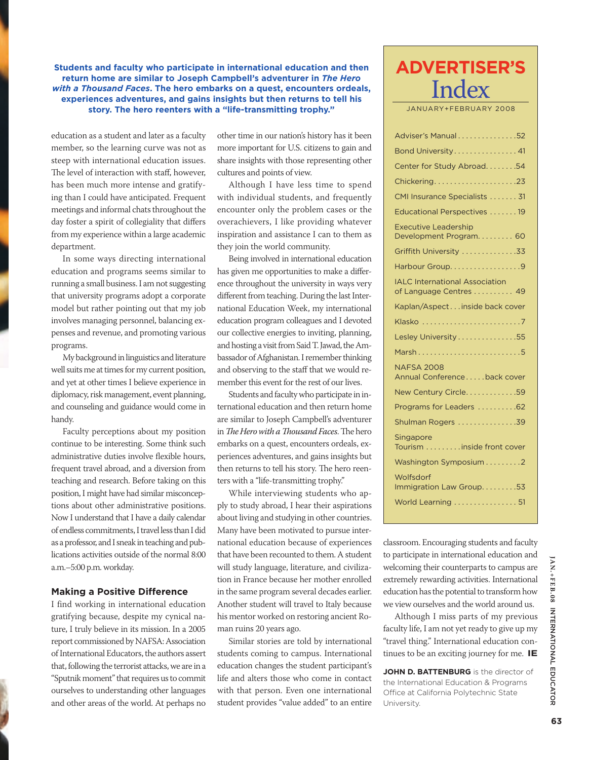**Students and faculty who participate in international education and then return home are similar to Joseph Campbell's adventurer in *The Hero with a Thousand Faces*. The hero embarks on a quest, encounters ordeals, experiences adventures, and gains insights but then returns to tell his story. The hero reenters with a "life-transmitting trophy."**

education as a student and later as a faculty member, so the learning curve was not as steep with international education issues. The level of interaction with staff, however, has been much more intense and gratifying than I could have anticipated. Frequent meetings and informal chats throughout the day foster a spirit of collegiality that differs from my experience within a large academic department.

In some ways directing international education and programs seems similar to running a small business. I am not suggesting that university programs adopt a corporate model but rather pointing out that my job involves managing personnel, balancing expenses and revenue, and promoting various programs.

My background in linguistics and literature well suits me at times for my current position, and yet at other times I believe experience in diplomacy, risk management, event planning, and counseling and guidance would come in handy.

Faculty perceptions about my position continue to be interesting. Some think such administrative duties involve flexible hours, frequent travel abroad, and a diversion from teaching and research. Before taking on this position, I might have had similar misconceptions about other administrative positions. Now I understand that I have a daily calendar of endless commitments, I travel less than I did as a professor, and I sneak in teaching and publications activities outside of the normal 8:00 a.m.–5:00 p.m. workday.

## Making a Positive Difference

I find working in international education gratifying because, despite my cynical nature, I truly believe in its mission. In a 2005 report commissioned by NAFSA: Association of International Educators, the authors assert that, following the terrorist attacks, we are in a "Sputnik moment" that requires us to commit ourselves to understanding other languages and other areas of the world. At perhaps no other time in our nation's history has it been more important for U.S. citizens to gain and share insights with those representing other cultures and points of view.

Although I have less time to spend with individual students, and frequently encounter only the problem cases or the overachievers, I like providing whatever inspiration and assistance I can to them as they join the world community.

Being involved in international education has given me opportunities to make a difference throughout the university in ways very different from teaching. During the last International Education Week, my international education program colleagues and I devoted our collective energies to inviting, planning, and hosting a visit from Said T. Jawad, the Ambassador of Afghanistan. I remember thinking and observing to the staff that we would remember this event for the rest of our lives.

Students and faculty who participate in international education and then return home are similar to Joseph Campbell's adventurer in *The Hero with a Thousand Faces*. The hero embarks on a quest, encounters ordeals, experiences adventures, and gains insights but then returns to tell his story. The hero reenters with a "life-transmitting trophy."

While interviewing students who apply to study abroad, I hear their aspirations about living and studying in other countries. Many have been motivated to pursue international education because of experiences that have been recounted to them. A student will study language, literature, and civilization in France because her mother enrolled in the same program several decades earlier. Another student will travel to Italy because his mentor worked on restoring ancient Roman ruins 20 years ago.

Similar stories are told by international students coming to campus. International education changes the student participant's life and alters those who come in contact with that person. Even one international student provides "value added" to an entire classroom. Encouraging students and faculty to participate in international education and welcoming their counterparts to campus are extremely rewarding activities. International education has the potential to transform how we view ourselves and the world around us.

Although I miss parts of my previous faculty life, I am not yet ready to give up my "travel thing." International education continues to be an exciting journey for me. **IE**

**JOHN D. BATTENBURG** is the director of the International Education & Programs Office at California Polytechnic State University.

## ADVERTISER'S Index

JANUARY+FEBRUARY 2008

| | |
|---|---|
| Adviser's Manual | 52 |
| Bond University | 41 |
| Center for Study Abroad | 54 |
| Chickering | 23 |
| CMI Insurance Specialists | 31 |
| Educational Perspectives | 19 |
| Executive Leadership Development Program | 60 |
| Griffith University | 33 |
| Harbour Group | 9 |
| IALC International Association of Language Centres | 49 |
| Kaplan/Aspect | inside back cover |
| Klasko | 7 |
| Lesley University | 55 |
| Marsh | 5 |
| NAFSA 2008 Annual Conference | back cover |
| New Century Circle | 59 |
| Programs for Leaders | 62 |
| Shulman Rogers | 39 |
| Singapore Tourism | inside front cover |
| Washington Symposium | 2 |
| Wolfsdorf Immigration Law Group | 53 |
| World Learning | 51 |